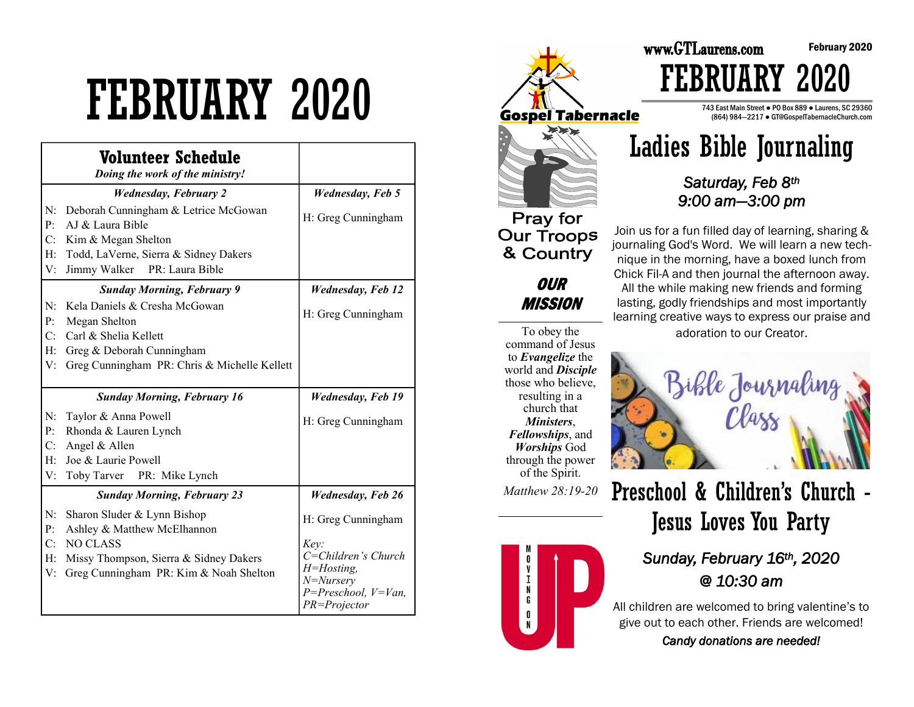# FEBRUARY 2020

| **Volunteer Schedule** *Doing the work of the ministry!* | |
|---|---|
| ***Wednesday, February 2*** | ***Wednesday, Feb 5*** |
| N: Deborah Cunningham & Letrice McGowan<br>P: AJ & Laura Bible<br>C: Kim & Megan Shelton<br>H: Todd, LaVerne, Sierra & Sidney Dakers<br>V: Jimmy Walker PR: Laura Bible | H: Greg Cunningham |
| ***Sunday Morning, February 9*** | ***Wednesday, Feb 12*** |
| N: Kela Daniels & Cresha McGowan<br>P: Megan Shelton<br>C: Carl & Shelia Kellett<br>H: Greg & Deborah Cunningham<br>V: Greg Cunningham PR: Chris & Michelle Kellett | H: Greg Cunningham |
| ***Sunday Morning, February 16*** | ***Wednesday, Feb 19*** |
| N: Taylor & Anna Powell<br>P: Rhonda & Lauren Lynch<br>C: Angel & Allen<br>H: Joe & Laurie Powell<br>V: Toby Tarver PR: Mike Lynch | H: Greg Cunningham |
| ***Sunday Morning, February 23*** | ***Wednesday, Feb 26*** |
| N: Sharon Sluder & Lynn Bishop<br>P: Ashley & Matthew McElhannon<br>C: NO CLASS<br>H: Missy Thompson, Sierra & Sidney Dakers<br>V: Greg Cunningham PR: Kim & Noah Shelton | H: Greg Cunningham<br><br>*Key:*<br>*C=Children's Church*<br>*H=Hosting,*<br>*N=Nursery*<br>*P=Preschool, V=Van,*<br>*PR=Projector* |

Gospel Tabernacle

www.GTLaurens.com

February 2020

# FEBRUARY 2020

743 East Main Street ● PO Box 889 ● Laurens, SC 29360
(864) 984—2217 ● GT@GospelTabernacleChurch.com

Pray for Our Troops & Country

## OUR MISSION

To obey the command of Jesus to ***Evangelize*** the world and ***Disciple*** those who believe, resulting in a church that ***Ministers***, ***Fellowships***, and ***Worships*** God through the power of the Spirit.

*Matthew 28:19-20*

MOVING ON UP

# Ladies Bible Journaling

***Saturday, Feb 8th***
***9:00 am—3:00 pm***

Join us for a fun filled day of learning, sharing & journaling God's Word. We will learn a new technique in the morning, have a boxed lunch from Chick Fil-A and then journal the afternoon away. All the while making new friends and forming lasting, godly friendships and most importantly learning creative ways to express our praise and adoration to our Creator.

Bible Journaling Class

# Preschool & Children's Church - Jesus Loves You Party

***Sunday, February 16th, 2020***
***@ 10:30 am***

All children are welcomed to bring valentine's to give out to each other. Friends are welcomed!

***Candy donations are needed!***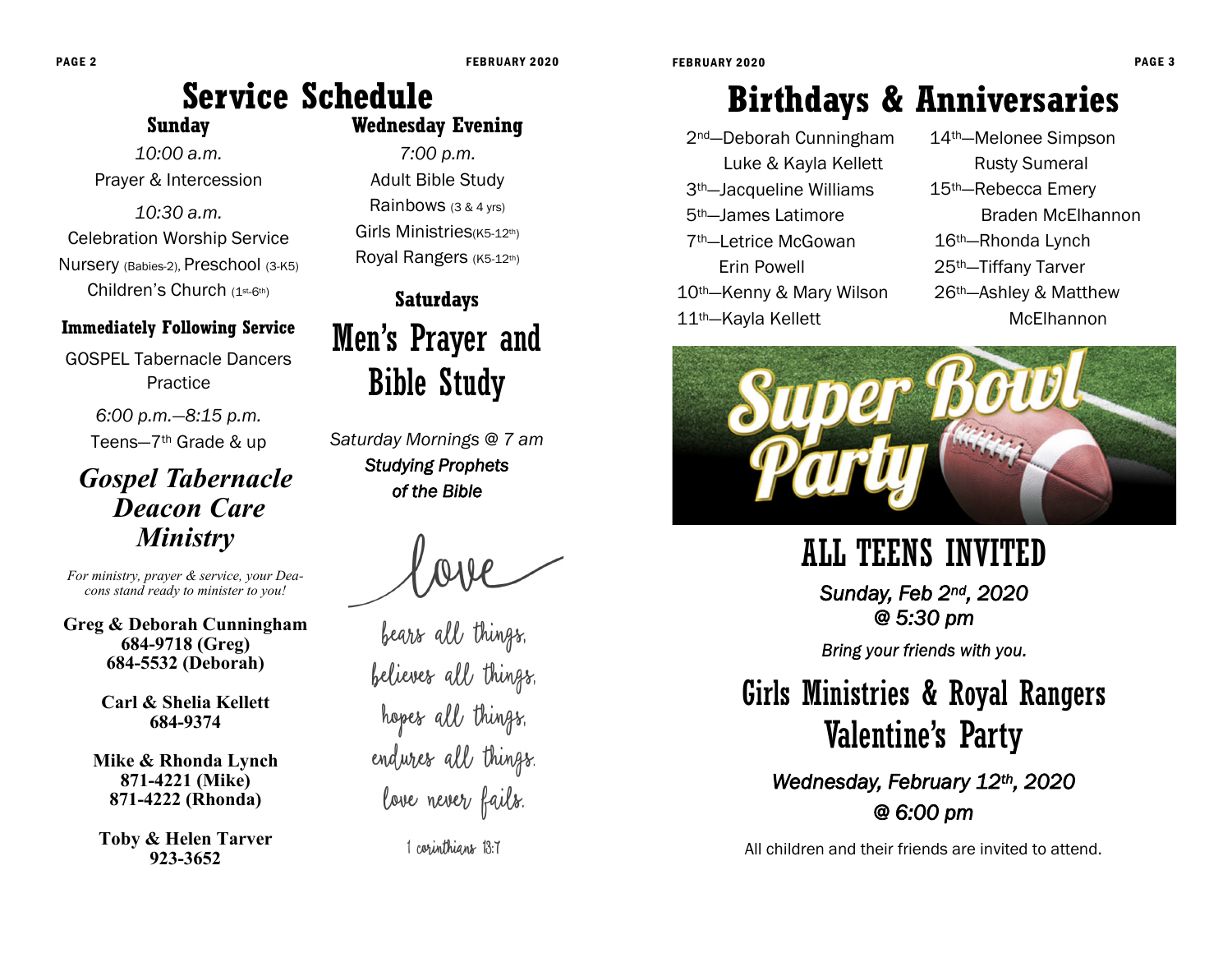# Service Schedule

## Sunday

*10:00 a.m.*

Prayer & Intercession

*10:30 a.m.*

Celebration Worship Service

Nursery (Babies-2), Preschool (3-K5)

Children's Church (1st-6th)

### Immediately Following Service

GOSPEL Tabernacle Dancers Practice

*6:00 p.m.—8:15 p.m.*

Teens—7th Grade & up

## Gospel Tabernacle Deacon Care Ministry

*For ministry, prayer & service, your Deacons stand ready to minister to you!*

**Greg & Deborah Cunningham**
**684-9718 (Greg)**
**684-5532 (Deborah)**

**Carl & Shelia Kellett**
**684-9374**

**Mike & Rhonda Lynch**
**871-4221 (Mike)**
**871-4222 (Rhonda)**

**Toby & Helen Tarver**
**923-3652**

## Wednesday Evening

*7:00 p.m.*

Adult Bible Study

Rainbows (3 & 4 yrs)

Girls Ministries(K5-12th)

Royal Rangers (K5-12th)

## Saturdays

## Men's Prayer and Bible Study

*Saturday Mornings @ 7 am*

***Studying Prophets of the Bible***

love

bears all things,
believes all things,
hopes all things,
endures all things.
love never fails.

1 corinthians 13:7

# Birthdays & Anniversaries

2nd—Deborah Cunningham
Luke & Kayla Kellett
3th—Jacqueline Williams
5th—James Latimore
7th—Letrice McGowan
Erin Powell
10th—Kenny & Mary Wilson
11th—Kayla Kellett
14th—Melonee Simpson
Rusty Sumeral
15th—Rebecca Emery
Braden McElhannon
16th—Rhonda Lynch
25th—Tiffany Tarver
26th—Ashley & Matthew McElhannon

Super Bowl Party

# ALL TEENS INVITED

*Sunday, Feb 2nd, 2020 @ 5:30 pm*

*Bring your friends with you.*

# Girls Ministries & Royal Rangers Valentine's Party

*Wednesday, February 12th, 2020 @ 6:00 pm*

All children and their friends are invited to attend.